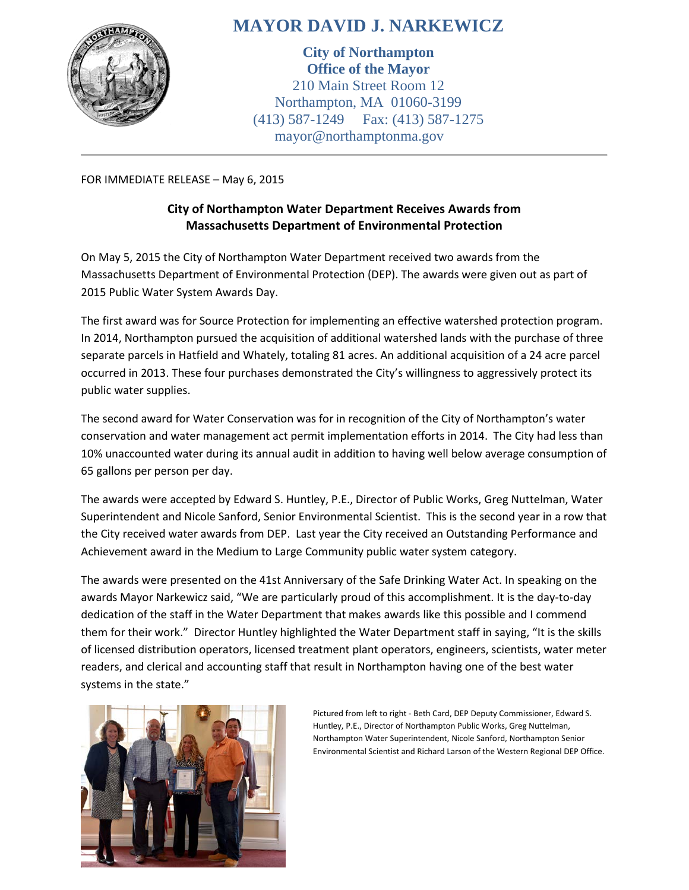# MAYOR DAVID J. NARKEWICZ

**City of Northampton**
**Office of the Mayor**
210 Main Street Room 12
Northampton, MA 01060-3199
(413) 587-1249 Fax: (413) 587-1275
mayor@northamptonma.gov

---

FOR IMMEDIATE RELEASE – May 6, 2015

## City of Northampton Water Department Receives Awards from Massachusetts Department of Environmental Protection

On May 5, 2015 the City of Northampton Water Department received two awards from the Massachusetts Department of Environmental Protection (DEP). The awards were given out as part of 2015 Public Water System Awards Day.

The first award was for Source Protection for implementing an effective watershed protection program. In 2014, Northampton pursued the acquisition of additional watershed lands with the purchase of three separate parcels in Hatfield and Whately, totaling 81 acres. An additional acquisition of a 24 acre parcel occurred in 2013. These four purchases demonstrated the City's willingness to aggressively protect its public water supplies.

The second award for Water Conservation was for in recognition of the City of Northampton's water conservation and water management act permit implementation efforts in 2014. The City had less than 10% unaccounted water during its annual audit in addition to having well below average consumption of 65 gallons per person per day.

The awards were accepted by Edward S. Huntley, P.E., Director of Public Works, Greg Nuttelman, Water Superintendent and Nicole Sanford, Senior Environmental Scientist. This is the second year in a row that the City received water awards from DEP. Last year the City received an Outstanding Performance and Achievement award in the Medium to Large Community public water system category.

The awards were presented on the 41st Anniversary of the Safe Drinking Water Act. In speaking on the awards Mayor Narkewicz said, "We are particularly proud of this accomplishment. It is the day-to-day dedication of the staff in the Water Department that makes awards like this possible and I commend them for their work." Director Huntley highlighted the Water Department staff in saying, "It is the skills of licensed distribution operators, licensed treatment plant operators, engineers, scientists, water meter readers, and clerical and accounting staff that result in Northampton having one of the best water systems in the state."

Pictured from left to right - Beth Card, DEP Deputy Commissioner, Edward S. Huntley, P.E., Director of Northampton Public Works, Greg Nuttelman, Northampton Water Superintendent, Nicole Sanford, Northampton Senior Environmental Scientist and Richard Larson of the Western Regional DEP Office.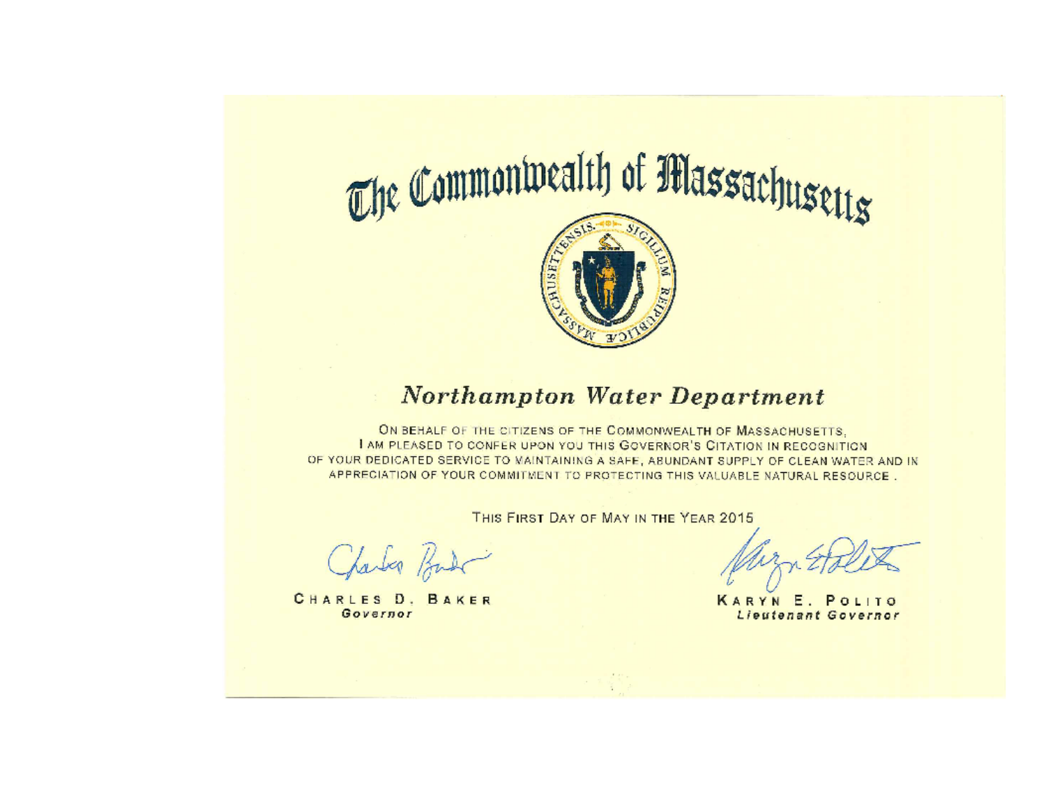# The Commonwealth of Massachusetts

## *Northampton Water Department*

ON BEHALF OF THE CITIZENS OF THE COMMONWEALTH OF MASSACHUSETTS,
I AM PLEASED TO CONFER UPON YOU THIS GOVERNOR'S CITATION IN RECOGNITION
OF YOUR DEDICATED SERVICE TO MAINTAINING A SAFE, ABUNDANT SUPPLY OF CLEAN WATER AND IN
APPRECIATION OF YOUR COMMITMENT TO PROTECTING THIS VALUABLE NATURAL RESOURCE .

THIS FIRST DAY OF MAY IN THE YEAR 2015

CHARLES D. BAKER
*Governor*

KARYN E. POLITO
*Lieutenant Governor*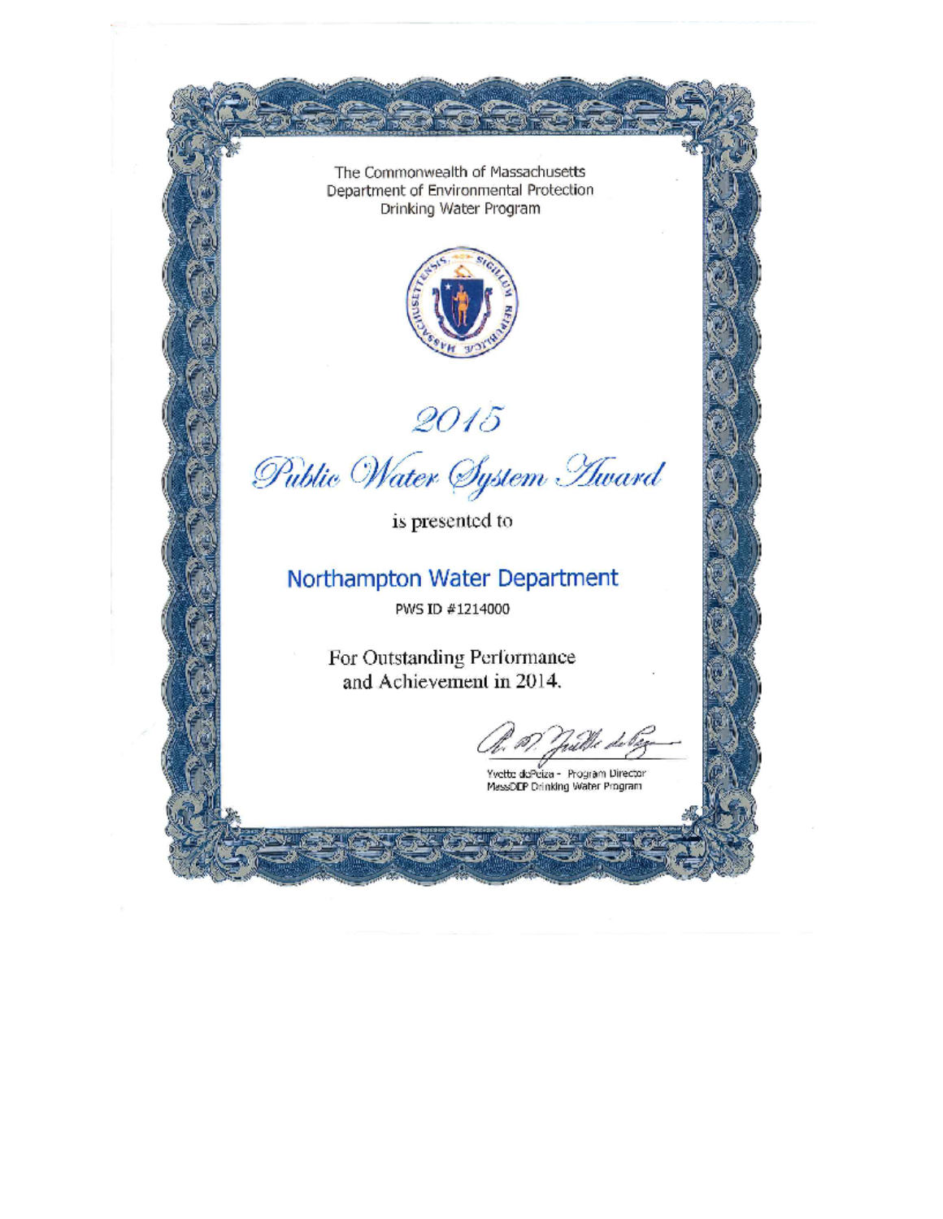The Commonwealth of Massachusetts
Department of Environmental Protection
Drinking Water Program

# *2015*

# *Public Water System Award*

is presented to

## Northampton Water Department

PWS ID #1214000

For Outstanding Performance
and Achievement in 2014.

Yvette dePeiza - Program Director
MassDEP Drinking Water Program